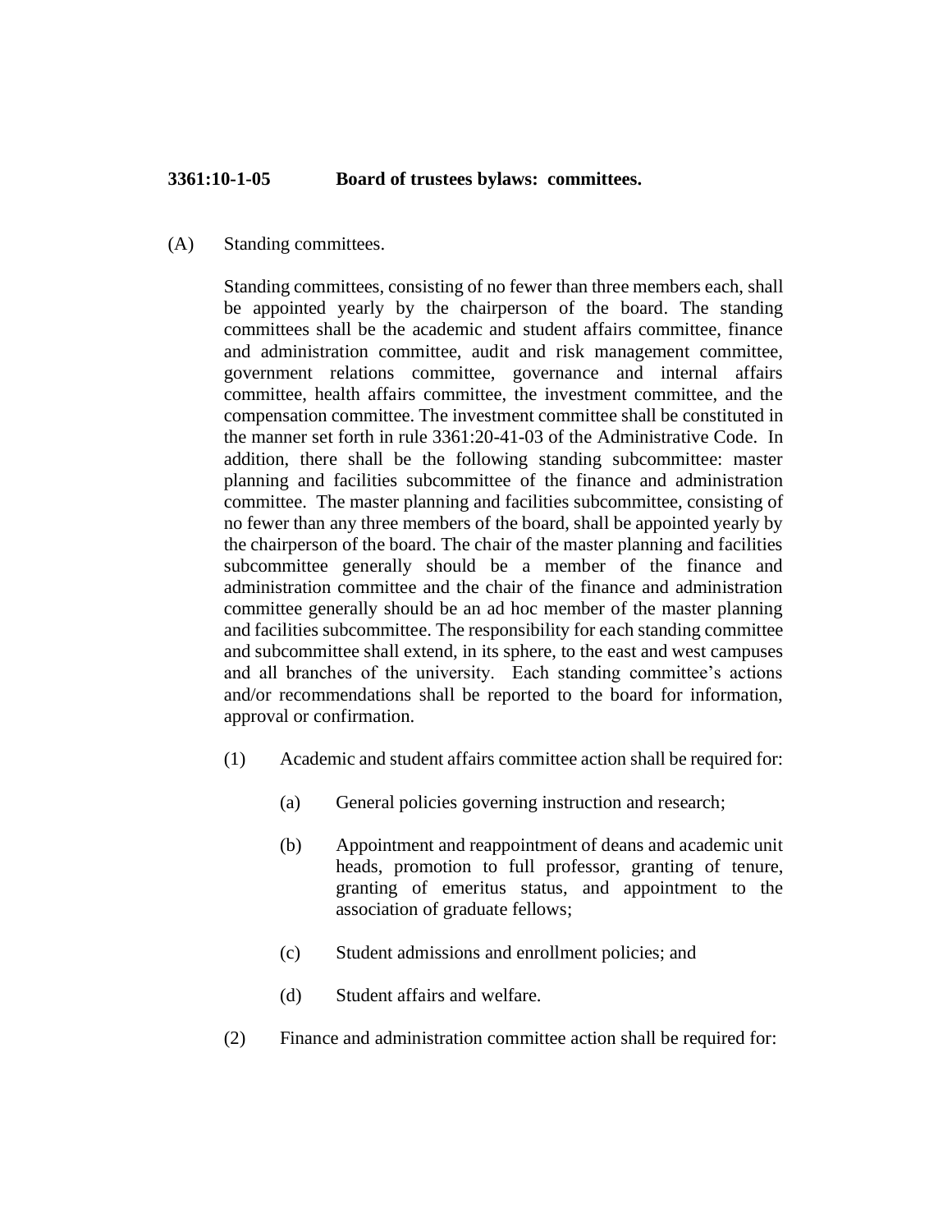**3361:10-1-05 Board of trustees bylaws: committees.**

(A) Standing committees.

Standing committees, consisting of no fewer than three members each, shall be appointed yearly by the chairperson of the board. The standing committees shall be the academic and student affairs committee, finance and administration committee, audit and risk management committee, government relations committee, governance and internal affairs committee, health affairs committee, the investment committee, and the compensation committee. The investment committee shall be constituted in the manner set forth in rule 3361:20-41-03 of the Administrative Code. In addition, there shall be the following standing subcommittee: master planning and facilities subcommittee of the finance and administration committee. The master planning and facilities subcommittee, consisting of no fewer than any three members of the board, shall be appointed yearly by the chairperson of the board. The chair of the master planning and facilities subcommittee generally should be a member of the finance and administration committee and the chair of the finance and administration committee generally should be an ad hoc member of the master planning and facilities subcommittee. The responsibility for each standing committee and subcommittee shall extend, in its sphere, to the east and west campuses and all branches of the university. Each standing committee's actions and/or recommendations shall be reported to the board for information, approval or confirmation.

(1) Academic and student affairs committee action shall be required for:

(a) General policies governing instruction and research;

(b) Appointment and reappointment of deans and academic unit heads, promotion to full professor, granting of tenure, granting of emeritus status, and appointment to the association of graduate fellows;

(c) Student admissions and enrollment policies; and

(d) Student affairs and welfare.

(2) Finance and administration committee action shall be required for: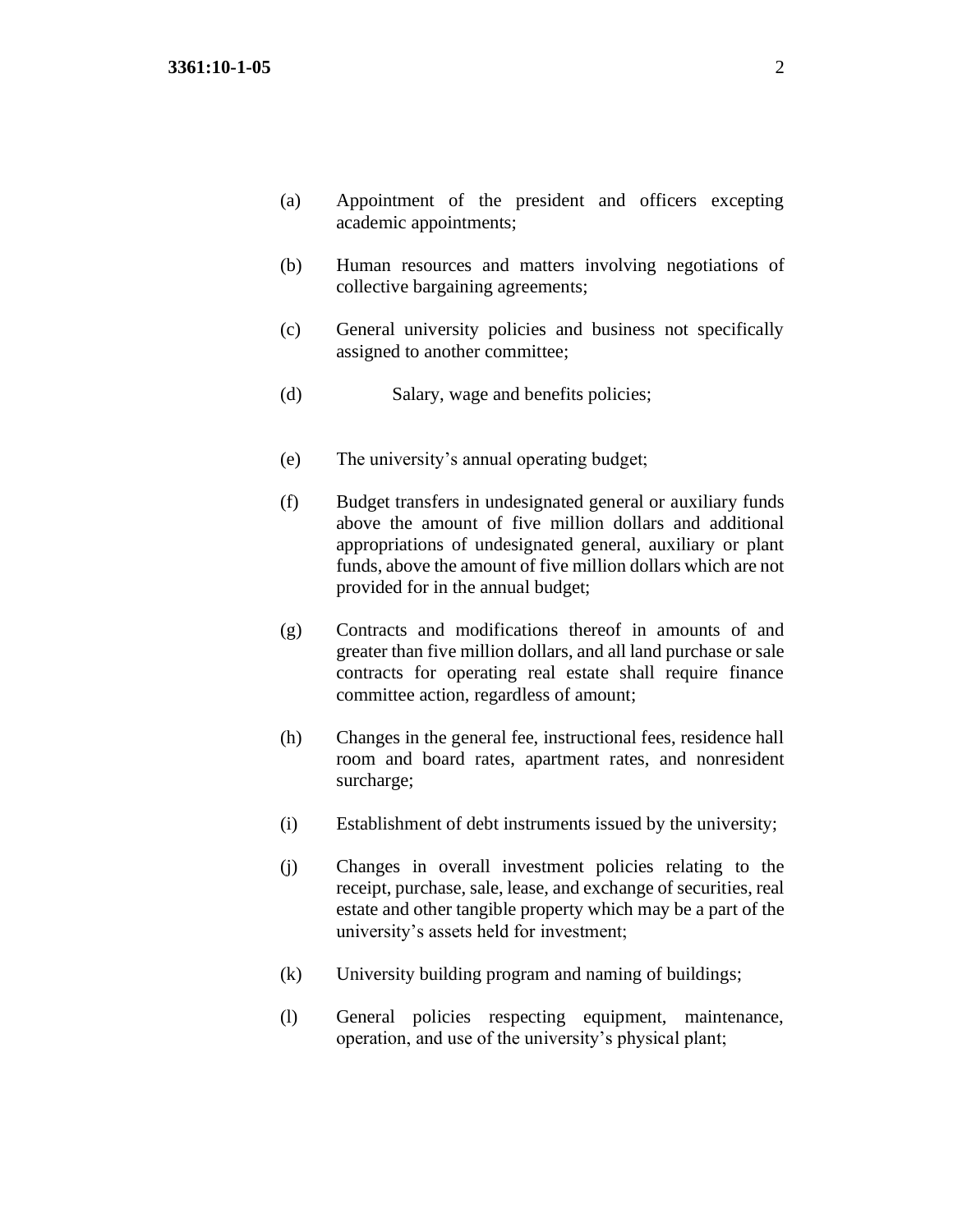(a) Appointment of the president and officers excepting academic appointments;

(b) Human resources and matters involving negotiations of collective bargaining agreements;

(c) General university policies and business not specifically assigned to another committee;

(d) Salary, wage and benefits policies;

(e) The university's annual operating budget;

(f) Budget transfers in undesignated general or auxiliary funds above the amount of five million dollars and additional appropriations of undesignated general, auxiliary or plant funds, above the amount of five million dollars which are not provided for in the annual budget;

(g) Contracts and modifications thereof in amounts of and greater than five million dollars, and all land purchase or sale contracts for operating real estate shall require finance committee action, regardless of amount;

(h) Changes in the general fee, instructional fees, residence hall room and board rates, apartment rates, and nonresident surcharge;

(i) Establishment of debt instruments issued by the university;

(j) Changes in overall investment policies relating to the receipt, purchase, sale, lease, and exchange of securities, real estate and other tangible property which may be a part of the university's assets held for investment;

(k) University building program and naming of buildings;

(l) General policies respecting equipment, maintenance, operation, and use of the university's physical plant;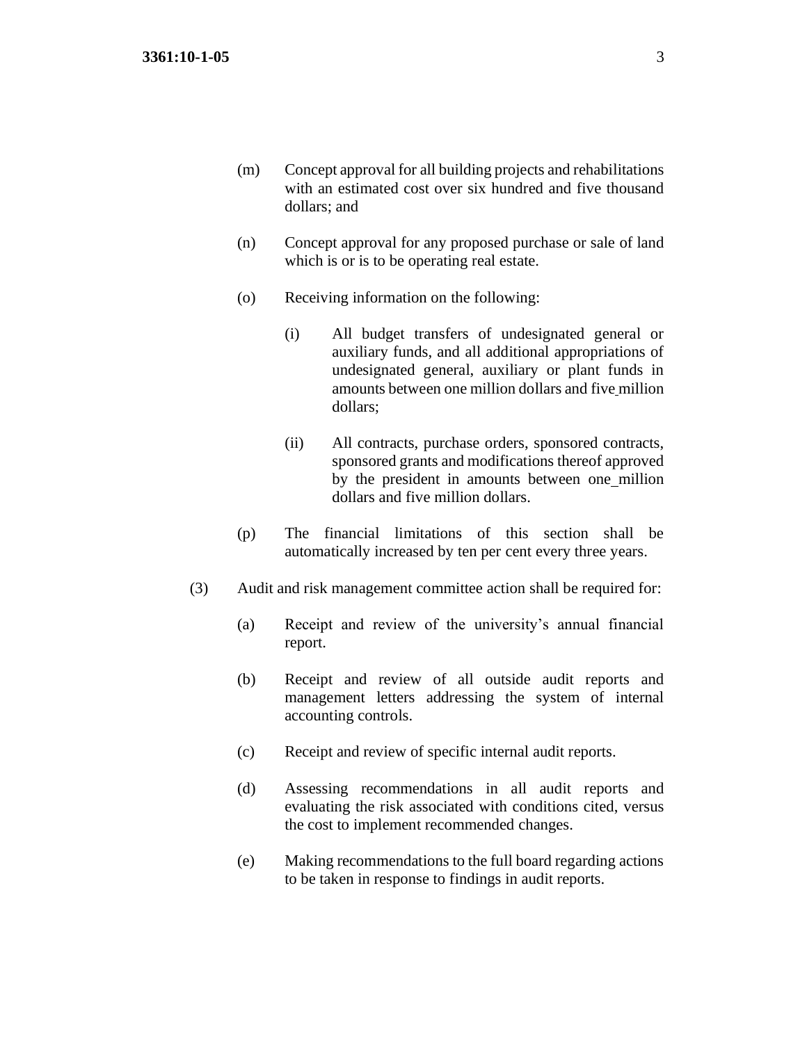(m) Concept approval for all building projects and rehabilitations with an estimated cost over six hundred and five thousand dollars; and

(n) Concept approval for any proposed purchase or sale of land which is or is to be operating real estate.

(o) Receiving information on the following:

(i) All budget transfers of undesignated general or auxiliary funds, and all additional appropriations of undesignated general, auxiliary or plant funds in amounts between one million dollars and five million dollars;

(ii) All contracts, purchase orders, sponsored contracts, sponsored grants and modifications thereof approved by the president in amounts between one million dollars and five million dollars.

(p) The financial limitations of this section shall be automatically increased by ten per cent every three years.

(3) Audit and risk management committee action shall be required for:

(a) Receipt and review of the university's annual financial report.

(b) Receipt and review of all outside audit reports and management letters addressing the system of internal accounting controls.

(c) Receipt and review of specific internal audit reports.

(d) Assessing recommendations in all audit reports and evaluating the risk associated with conditions cited, versus the cost to implement recommended changes.

(e) Making recommendations to the full board regarding actions to be taken in response to findings in audit reports.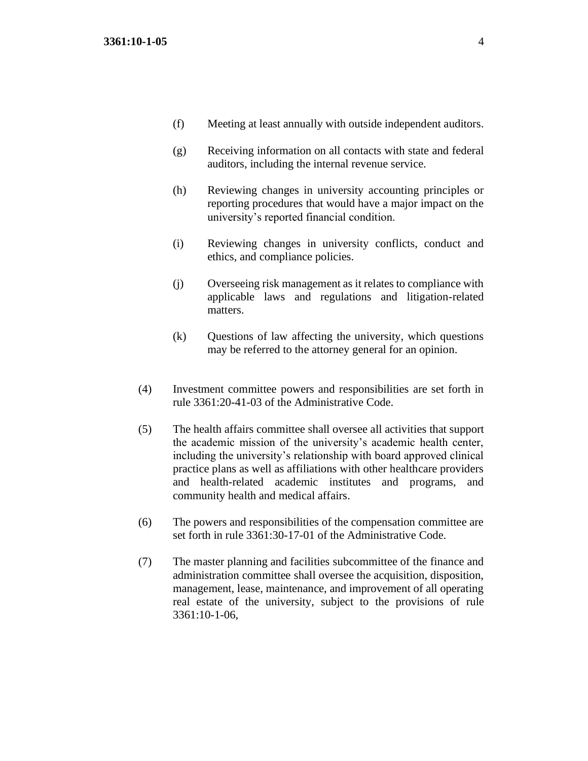(f) Meeting at least annually with outside independent auditors.

(g) Receiving information on all contacts with state and federal auditors, including the internal revenue service.

(h) Reviewing changes in university accounting principles or reporting procedures that would have a major impact on the university's reported financial condition.

(i) Reviewing changes in university conflicts, conduct and ethics, and compliance policies.

(j) Overseeing risk management as it relates to compliance with applicable laws and regulations and litigation-related matters.

(k) Questions of law affecting the university, which questions may be referred to the attorney general for an opinion.

(4) Investment committee powers and responsibilities are set forth in rule 3361:20-41-03 of the Administrative Code.

(5) The health affairs committee shall oversee all activities that support the academic mission of the university's academic health center, including the university's relationship with board approved clinical practice plans as well as affiliations with other healthcare providers and health-related academic institutes and programs, and community health and medical affairs.

(6) The powers and responsibilities of the compensation committee are set forth in rule 3361:30-17-01 of the Administrative Code.

(7) The master planning and facilities subcommittee of the finance and administration committee shall oversee the acquisition, disposition, management, lease, maintenance, and improvement of all operating real estate of the university, subject to the provisions of rule 3361:10-1-06,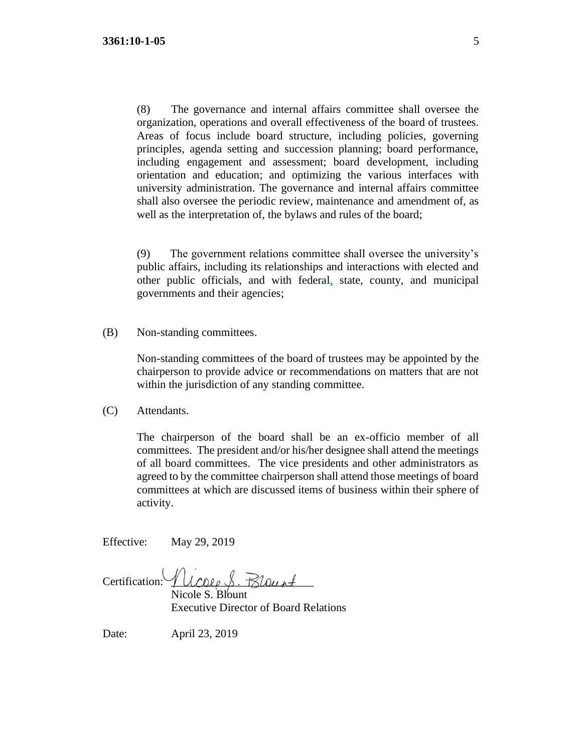(8) The governance and internal affairs committee shall oversee the organization, operations and overall effectiveness of the board of trustees. Areas of focus include board structure, including policies, governing principles, agenda setting and succession planning; board performance, including engagement and assessment; board development, including orientation and education; and optimizing the various interfaces with university administration. The governance and internal affairs committee shall also oversee the periodic review, maintenance and amendment of, as well as the interpretation of, the bylaws and rules of the board;

(9) The government relations committee shall oversee the university's public affairs, including its relationships and interactions with elected and other public officials, and with federal, state, county, and municipal governments and their agencies;

(B) Non-standing committees.

Non-standing committees of the board of trustees may be appointed by the chairperson to provide advice or recommendations on matters that are not within the jurisdiction of any standing committee.

(C) Attendants.

The chairperson of the board shall be an ex-officio member of all committees. The president and/or his/her designee shall attend the meetings of all board committees. The vice presidents and other administrators as agreed to by the committee chairperson shall attend those meetings of board committees at which are discussed items of business within their sphere of activity.

Effective: May 29, 2019

Certification: Nicole S. Blount
Nicole S. Blount
Executive Director of Board Relations

Date: April 23, 2019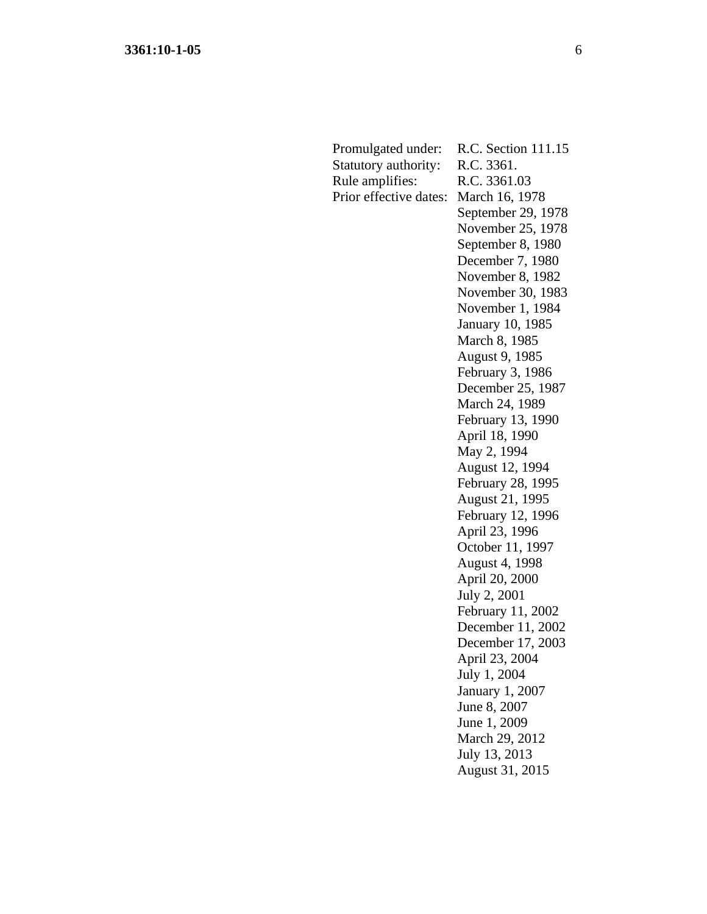| | |
|---|---|
| Promulgated under: | R.C. Section 111.15 |
| Statutory authority: | R.C. 3361. |
| Rule amplifies: | R.C. 3361.03 |
| Prior effective dates: | March 16, 1978 |
| | September 29, 1978 |
| | November 25, 1978 |
| | September 8, 1980 |
| | December 7, 1980 |
| | November 8, 1982 |
| | November 30, 1983 |
| | November 1, 1984 |
| | January 10, 1985 |
| | March 8, 1985 |
| | August 9, 1985 |
| | February 3, 1986 |
| | December 25, 1987 |
| | March 24, 1989 |
| | February 13, 1990 |
| | April 18, 1990 |
| | May 2, 1994 |
| | August 12, 1994 |
| | February 28, 1995 |
| | August 21, 1995 |
| | February 12, 1996 |
| | April 23, 1996 |
| | October 11, 1997 |
| | August 4, 1998 |
| | April 20, 2000 |
| | July 2, 2001 |
| | February 11, 2002 |
| | December 11, 2002 |
| | December 17, 2003 |
| | April 23, 2004 |
| | July 1, 2004 |
| | January 1, 2007 |
| | June 8, 2007 |
| | June 1, 2009 |
| | March 29, 2012 |
| | July 13, 2013 |
| | August 31, 2015 |